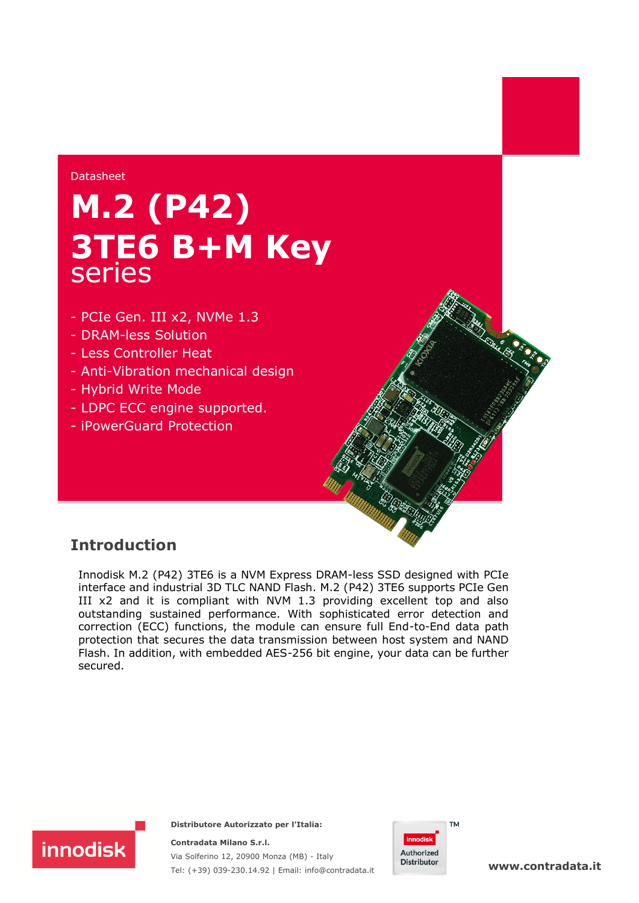Datasheet

# M.2 (P42) 3TE6 B+M Key series

- PCIe Gen. III x2, NVMe 1.3
- DRAM-less Solution
- Less Controller Heat
- Anti-Vibration mechanical design
- Hybrid Write Mode
- LDPC ECC engine supported.
- iPowerGuard Protection

## Introduction

Innodisk M.2 (P42) 3TE6 is a NVM Express DRAM-less SSD designed with PCIe interface and industrial 3D TLC NAND Flash. M.2 (P42) 3TE6 supports PCIe Gen III x2 and it is compliant with NVM 1.3 providing excellent top and also outstanding sustained performance. With sophisticated error detection and correction (ECC) functions, the module can ensure full End-to-End data path protection that secures the data transmission between host system and NAND Flash. In addition, with embedded AES-256 bit engine, your data can be further secured.

**Distributore Autorizzato per l'Italia:**

**Contradata Milano S.r.l.**
Via Solferino 12, 20900 Monza (MB) - Italy
Tel: (+39) 039-230.14.92 | Email: info@contradata.it

innodisk Authorized Distributor™

**www.contradata.it**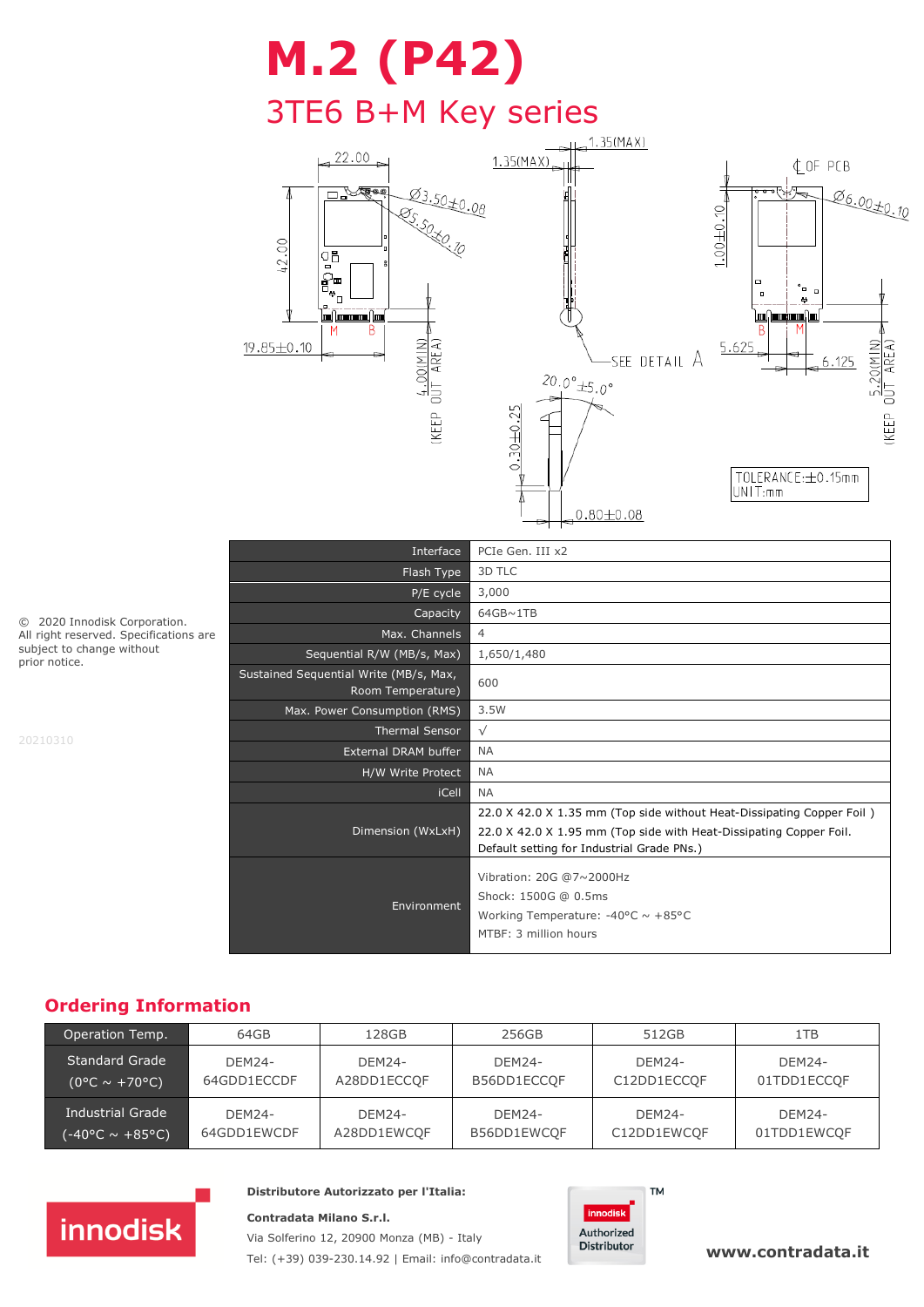# M.2 (P42)

## 3TE6 B+M Key series

22.00
42.00
Ø3.50±0.08
Ø5.50±0.10
19.85±0.10
M B
4.00(MIN) (KEEP OUT AREA)
1.35(MAX)
1.35(MAX)
SEE DETAIL A
20.0°±5.0°
0.30±0.25
0.80±0.08
℄ OF PCB
Ø6.00±0.10
1.00±0.10
B M
5.625
6.125
5.20(MIN) (KEEP OUT AREA)
TOLERANCE:±0.15mm
UNIT:mm

© 2020 Innodisk Corporation.
All right reserved. Specifications are subject to change without prior notice.

20210310

| | |
|---|---|
| Interface | PCIe Gen. III x2 |
| Flash Type | 3D TLC |
| P/E cycle | 3,000 |
| Capacity | 64GB~1TB |
| Max. Channels | 4 |
| Sequential R/W (MB/s, Max) | 1,650/1,480 |
| Sustained Sequential Write (MB/s, Max, Room Temperature) | 600 |
| Max. Power Consumption (RMS) | 3.5W |
| Thermal Sensor | √ |
| External DRAM buffer | NA |
| H/W Write Protect | NA |
| iCell | NA |
| Dimension (WxLxH) | 22.0 X 42.0 X 1.35 mm (Top side without Heat-Dissipating Copper Foil ) 22.0 X 42.0 X 1.95 mm (Top side with Heat-Dissipating Copper Foil. Default setting for Industrial Grade PNs.) |
| Environment | Vibration: 20G @7~2000Hz Shock: 1500G @ 0.5ms Working Temperature: -40°C ~ +85°C MTBF: 3 million hours |

## Ordering Information

| Operation Temp. | 64GB | 128GB | 256GB | 512GB | 1TB |
|---|---|---|---|---|---|
| Standard Grade (0°C ~ +70°C) | DEM24-64GDD1ECCDF | DEM24-A28DD1ECCQF | DEM24-B56DD1ECCQF | DEM24-C12DD1ECCQF | DEM24-01TDD1ECCQF |
| Industrial Grade (-40°C ~ +85°C) | DEM24-64GDD1EWCDF | DEM24-A28DD1EWCQF | DEM24-B56DD1EWCQF | DEM24-C12DD1EWCQF | DEM24-01TDD1EWCQF |

innodisk

**Distributore Autorizzato per l'Italia:**

**Contradata Milano S.r.l.**
Via Solferino 12, 20900 Monza (MB) - Italy
Tel: (+39) 039-230.14.92 | Email: info@contradata.it

innodisk Authorized Distributor TM

**www.contradata.it**